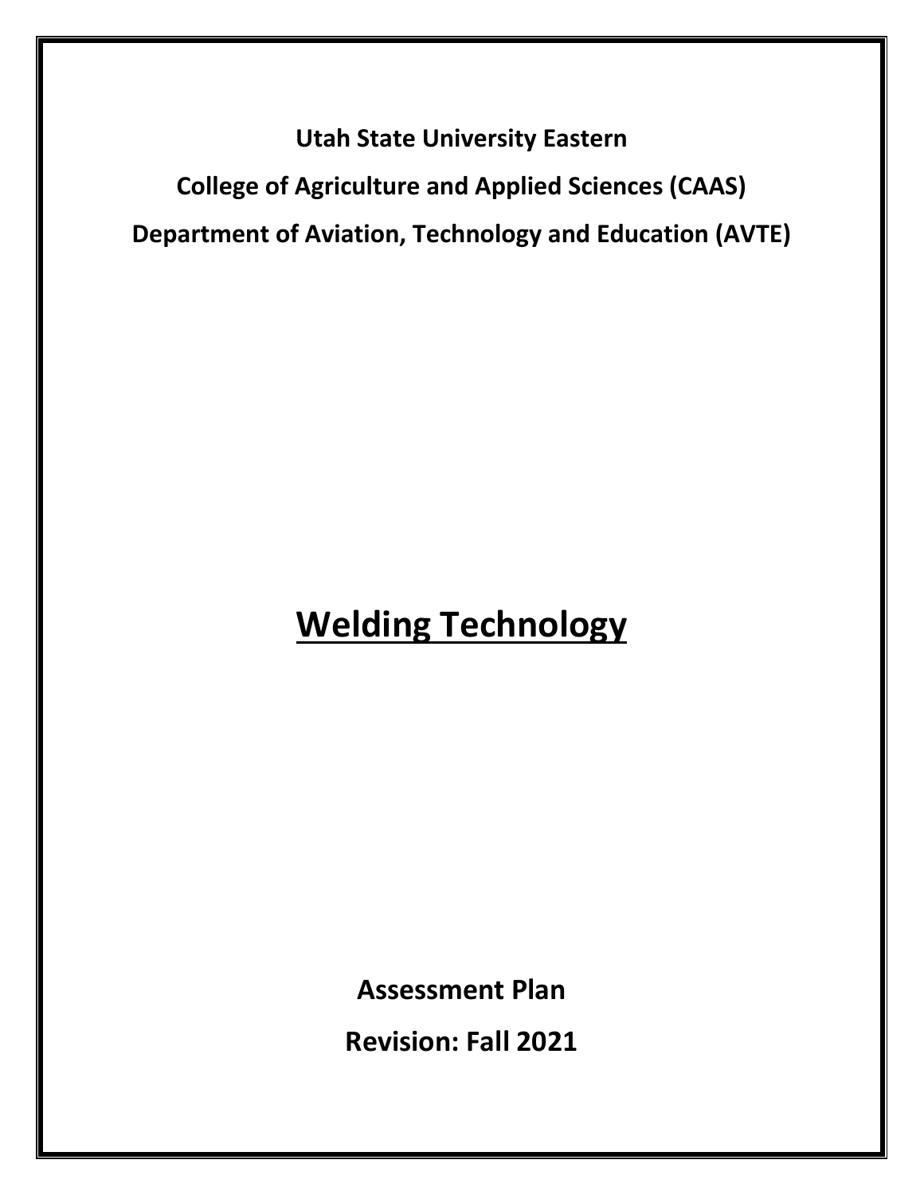**Utah State University Eastern**

**College of Agriculture and Applied Sciences (CAAS)**

**Department of Aviation, Technology and Education (AVTE)**

# Welding Technology

**Assessment Plan**

**Revision: Fall 2021**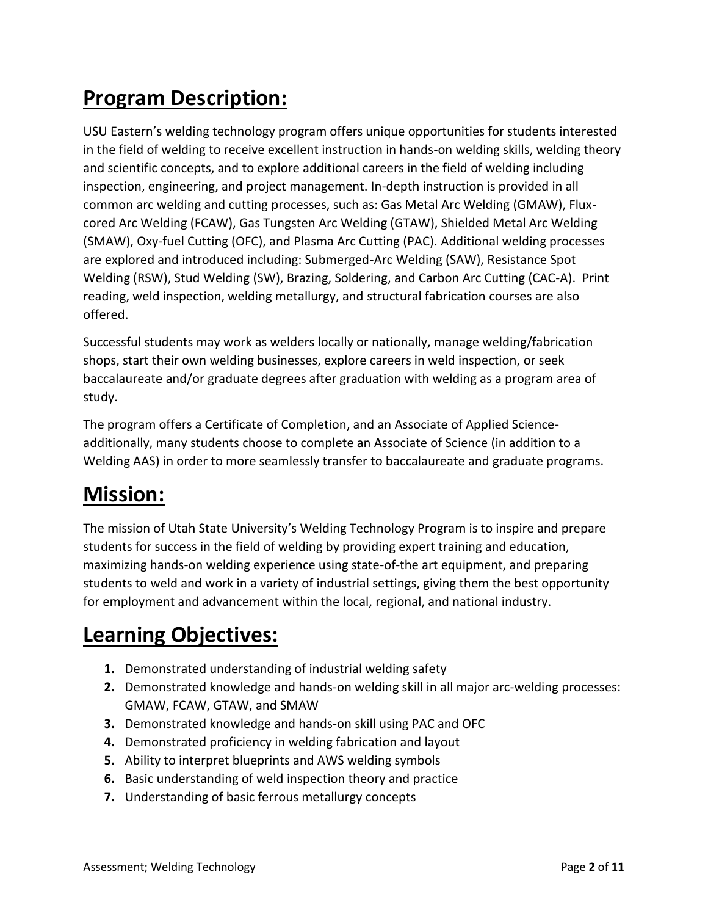# Program Description:

USU Eastern's welding technology program offers unique opportunities for students interested in the field of welding to receive excellent instruction in hands-on welding skills, welding theory and scientific concepts, and to explore additional careers in the field of welding including inspection, engineering, and project management. In-depth instruction is provided in all common arc welding and cutting processes, such as: Gas Metal Arc Welding (GMAW), Flux-cored Arc Welding (FCAW), Gas Tungsten Arc Welding (GTAW), Shielded Metal Arc Welding (SMAW), Oxy-fuel Cutting (OFC), and Plasma Arc Cutting (PAC). Additional welding processes are explored and introduced including: Submerged-Arc Welding (SAW), Resistance Spot Welding (RSW), Stud Welding (SW), Brazing, Soldering, and Carbon Arc Cutting (CAC-A). Print reading, weld inspection, welding metallurgy, and structural fabrication courses are also offered.

Successful students may work as welders locally or nationally, manage welding/fabrication shops, start their own welding businesses, explore careers in weld inspection, or seek baccalaureate and/or graduate degrees after graduation with welding as a program area of study.

The program offers a Certificate of Completion, and an Associate of Applied Science- additionally, many students choose to complete an Associate of Science (in addition to a Welding AAS) in order to more seamlessly transfer to baccalaureate and graduate programs.

# Mission:

The mission of Utah State University's Welding Technology Program is to inspire and prepare students for success in the field of welding by providing expert training and education, maximizing hands-on welding experience using state-of-the art equipment, and preparing students to weld and work in a variety of industrial settings, giving them the best opportunity for employment and advancement within the local, regional, and national industry.

# Learning Objectives:

1. Demonstrated understanding of industrial welding safety
2. Demonstrated knowledge and hands-on welding skill in all major arc-welding processes: GMAW, FCAW, GTAW, and SMAW
3. Demonstrated knowledge and hands-on skill using PAC and OFC
4. Demonstrated proficiency in welding fabrication and layout
5. Ability to interpret blueprints and AWS welding symbols
6. Basic understanding of weld inspection theory and practice
7. Understanding of basic ferrous metallurgy concepts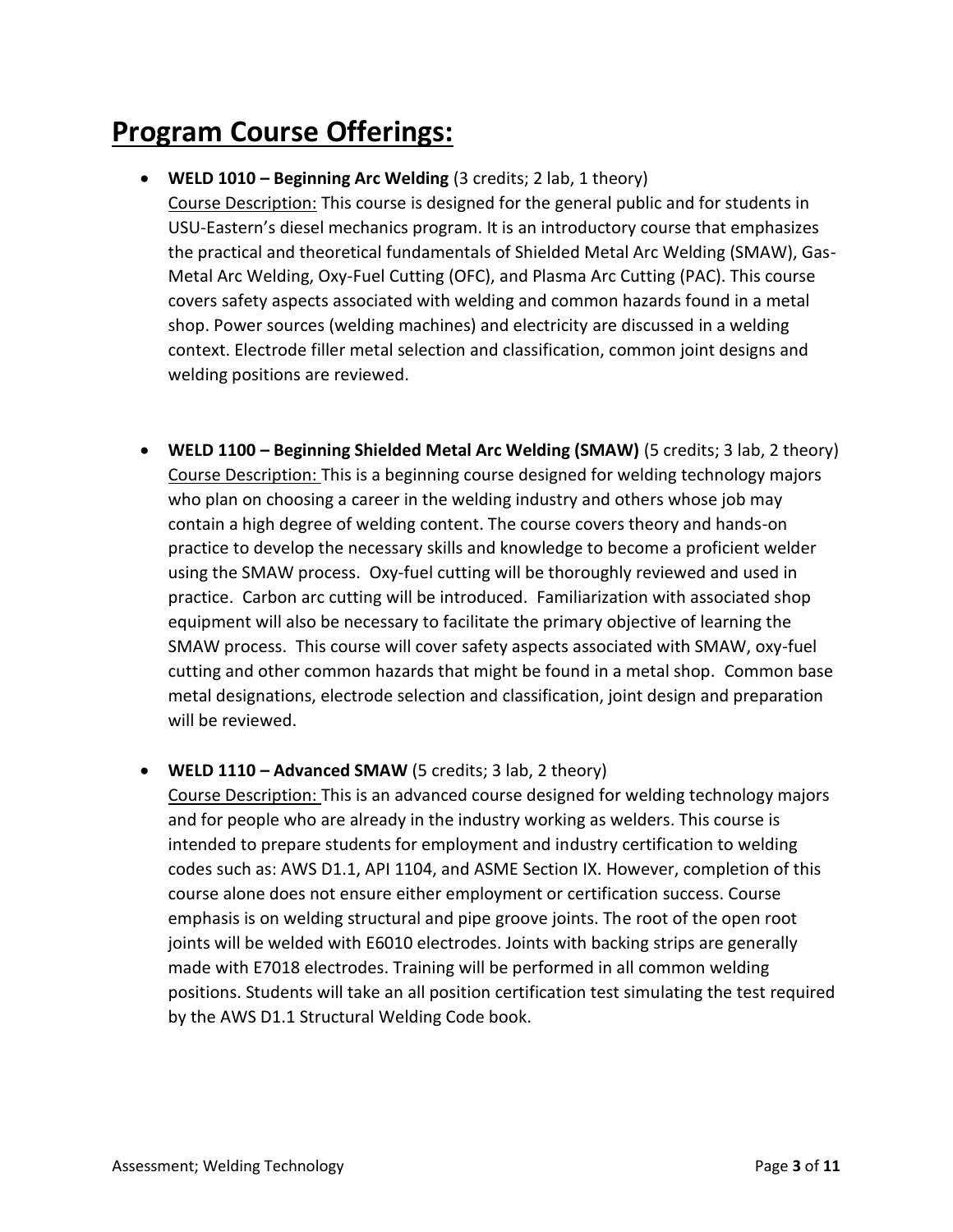# Program Course Offerings:

- **WELD 1010 – Beginning Arc Welding** (3 credits; 2 lab, 1 theory)
  Course Description: This course is designed for the general public and for students in USU-Eastern's diesel mechanics program. It is an introductory course that emphasizes the practical and theoretical fundamentals of Shielded Metal Arc Welding (SMAW), Gas-Metal Arc Welding, Oxy-Fuel Cutting (OFC), and Plasma Arc Cutting (PAC). This course covers safety aspects associated with welding and common hazards found in a metal shop. Power sources (welding machines) and electricity are discussed in a welding context. Electrode filler metal selection and classification, common joint designs and welding positions are reviewed.

- **WELD 1100 – Beginning Shielded Metal Arc Welding (SMAW)** (5 credits; 3 lab, 2 theory)
  Course Description: This is a beginning course designed for welding technology majors who plan on choosing a career in the welding industry and others whose job may contain a high degree of welding content. The course covers theory and hands-on practice to develop the necessary skills and knowledge to become a proficient welder using the SMAW process. Oxy-fuel cutting will be thoroughly reviewed and used in practice. Carbon arc cutting will be introduced. Familiarization with associated shop equipment will also be necessary to facilitate the primary objective of learning the SMAW process. This course will cover safety aspects associated with SMAW, oxy-fuel cutting and other common hazards that might be found in a metal shop. Common base metal designations, electrode selection and classification, joint design and preparation will be reviewed.

- **WELD 1110 – Advanced SMAW** (5 credits; 3 lab, 2 theory)
  Course Description: This is an advanced course designed for welding technology majors and for people who are already in the industry working as welders. This course is intended to prepare students for employment and industry certification to welding codes such as: AWS D1.1, API 1104, and ASME Section IX. However, completion of this course alone does not ensure either employment or certification success. Course emphasis is on welding structural and pipe groove joints. The root of the open root joints will be welded with E6010 electrodes. Joints with backing strips are generally made with E7018 electrodes. Training will be performed in all common welding positions. Students will take an all position certification test simulating the test required by the AWS D1.1 Structural Welding Code book.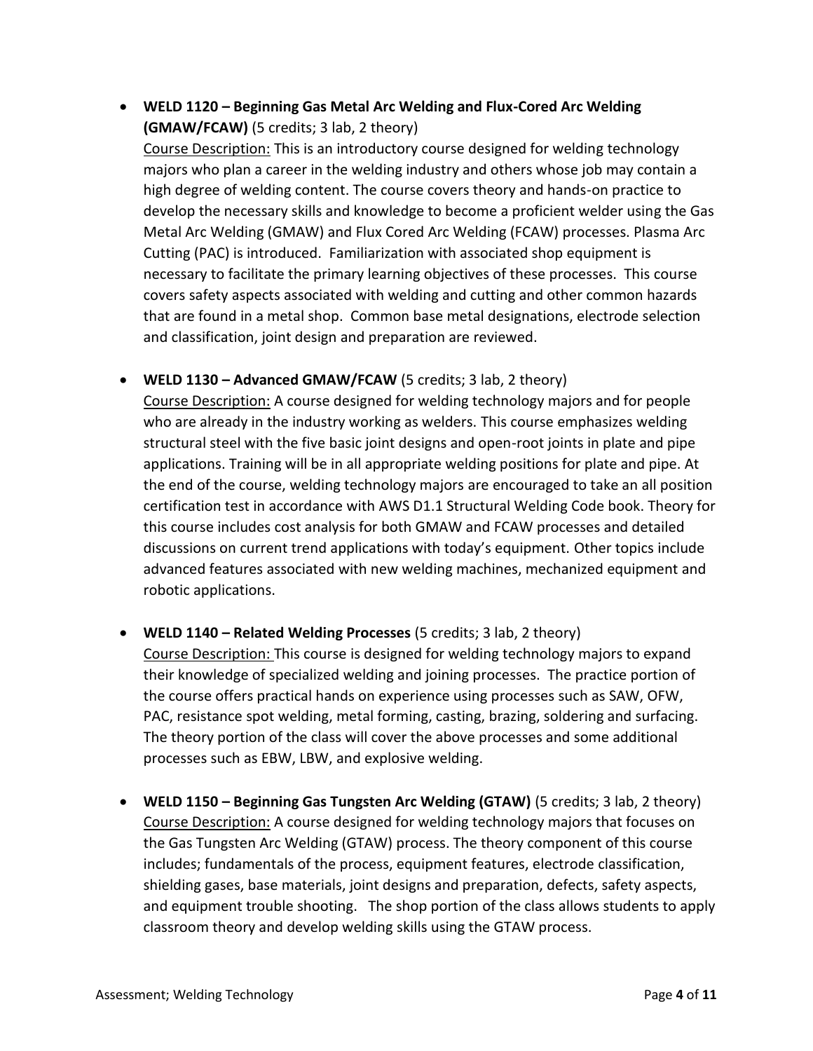- **WELD 1120 – Beginning Gas Metal Arc Welding and Flux-Cored Arc Welding (GMAW/FCAW)** (5 credits; 3 lab, 2 theory)
  Course Description: This is an introductory course designed for welding technology majors who plan a career in the welding industry and others whose job may contain a high degree of welding content. The course covers theory and hands-on practice to develop the necessary skills and knowledge to become a proficient welder using the Gas Metal Arc Welding (GMAW) and Flux Cored Arc Welding (FCAW) processes. Plasma Arc Cutting (PAC) is introduced. Familiarization with associated shop equipment is necessary to facilitate the primary learning objectives of these processes. This course covers safety aspects associated with welding and cutting and other common hazards that are found in a metal shop. Common base metal designations, electrode selection and classification, joint design and preparation are reviewed.

- **WELD 1130 – Advanced GMAW/FCAW** (5 credits; 3 lab, 2 theory)
  Course Description: A course designed for welding technology majors and for people who are already in the industry working as welders. This course emphasizes welding structural steel with the five basic joint designs and open-root joints in plate and pipe applications. Training will be in all appropriate welding positions for plate and pipe. At the end of the course, welding technology majors are encouraged to take an all position certification test in accordance with AWS D1.1 Structural Welding Code book. Theory for this course includes cost analysis for both GMAW and FCAW processes and detailed discussions on current trend applications with today's equipment. Other topics include advanced features associated with new welding machines, mechanized equipment and robotic applications.

- **WELD 1140 – Related Welding Processes** (5 credits; 3 lab, 2 theory)
  Course Description: This course is designed for welding technology majors to expand their knowledge of specialized welding and joining processes. The practice portion of the course offers practical hands on experience using processes such as SAW, OFW, PAC, resistance spot welding, metal forming, casting, brazing, soldering and surfacing. The theory portion of the class will cover the above processes and some additional processes such as EBW, LBW, and explosive welding.

- **WELD 1150 – Beginning Gas Tungsten Arc Welding (GTAW)** (5 credits; 3 lab, 2 theory)
  Course Description: A course designed for welding technology majors that focuses on the Gas Tungsten Arc Welding (GTAW) process. The theory component of this course includes; fundamentals of the process, equipment features, electrode classification, shielding gases, base materials, joint designs and preparation, defects, safety aspects, and equipment trouble shooting. The shop portion of the class allows students to apply classroom theory and develop welding skills using the GTAW process.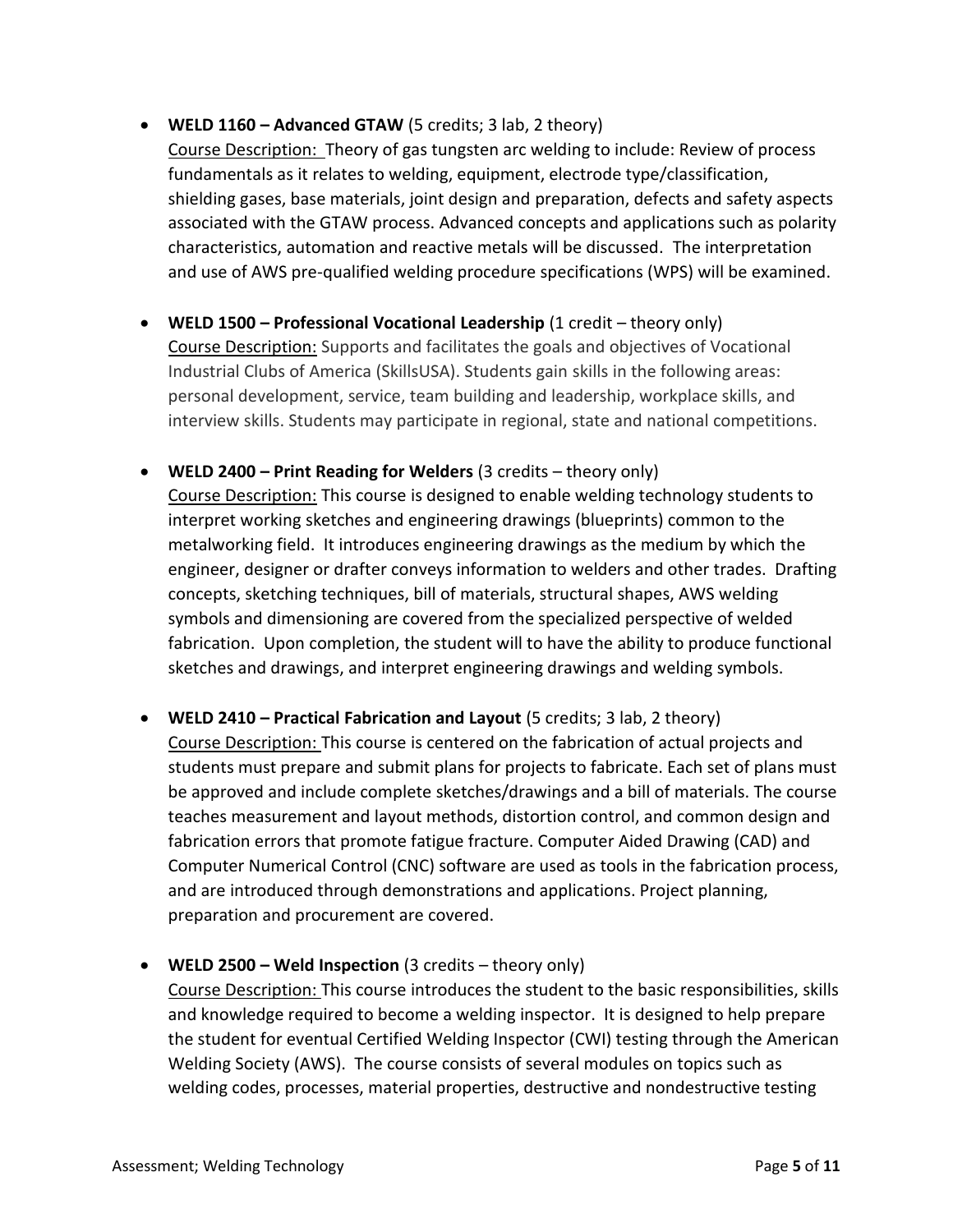- **WELD 1160 – Advanced GTAW** (5 credits; 3 lab, 2 theory)
  Course Description: Theory of gas tungsten arc welding to include: Review of process fundamentals as it relates to welding, equipment, electrode type/classification, shielding gases, base materials, joint design and preparation, defects and safety aspects associated with the GTAW process. Advanced concepts and applications such as polarity characteristics, automation and reactive metals will be discussed. The interpretation and use of AWS pre-qualified welding procedure specifications (WPS) will be examined.

- **WELD 1500 – Professional Vocational Leadership** (1 credit – theory only)
  Course Description: Supports and facilitates the goals and objectives of Vocational Industrial Clubs of America (SkillsUSA). Students gain skills in the following areas: personal development, service, team building and leadership, workplace skills, and interview skills. Students may participate in regional, state and national competitions.

- **WELD 2400 – Print Reading for Welders** (3 credits – theory only)
  Course Description: This course is designed to enable welding technology students to interpret working sketches and engineering drawings (blueprints) common to the metalworking field. It introduces engineering drawings as the medium by which the engineer, designer or drafter conveys information to welders and other trades. Drafting concepts, sketching techniques, bill of materials, structural shapes, AWS welding symbols and dimensioning are covered from the specialized perspective of welded fabrication. Upon completion, the student will to have the ability to produce functional sketches and drawings, and interpret engineering drawings and welding symbols.

- **WELD 2410 – Practical Fabrication and Layout** (5 credits; 3 lab, 2 theory)
  Course Description: This course is centered on the fabrication of actual projects and students must prepare and submit plans for projects to fabricate. Each set of plans must be approved and include complete sketches/drawings and a bill of materials. The course teaches measurement and layout methods, distortion control, and common design and fabrication errors that promote fatigue fracture. Computer Aided Drawing (CAD) and Computer Numerical Control (CNC) software are used as tools in the fabrication process, and are introduced through demonstrations and applications. Project planning, preparation and procurement are covered.

- **WELD 2500 – Weld Inspection** (3 credits – theory only)
  Course Description: This course introduces the student to the basic responsibilities, skills and knowledge required to become a welding inspector. It is designed to help prepare the student for eventual Certified Welding Inspector (CWI) testing through the American Welding Society (AWS). The course consists of several modules on topics such as welding codes, processes, material properties, destructive and nondestructive testing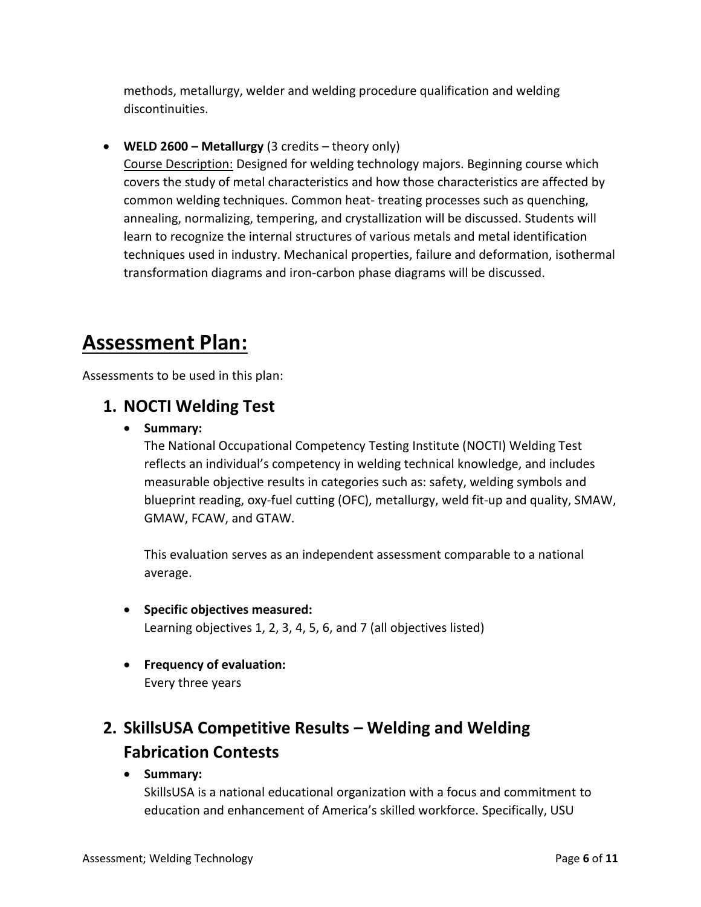methods, metallurgy, welder and welding procedure qualification and welding discontinuities.

- **WELD 2600 – Metallurgy** (3 credits – theory only)
  Course Description: Designed for welding technology majors. Beginning course which covers the study of metal characteristics and how those characteristics are affected by common welding techniques. Common heat- treating processes such as quenching, annealing, normalizing, tempering, and crystallization will be discussed. Students will learn to recognize the internal structures of various metals and metal identification techniques used in industry. Mechanical properties, failure and deformation, isothermal transformation diagrams and iron-carbon phase diagrams will be discussed.

# Assessment Plan:

Assessments to be used in this plan:

## 1. NOCTI Welding Test

- **Summary:**
  The National Occupational Competency Testing Institute (NOCTI) Welding Test reflects an individual's competency in welding technical knowledge, and includes measurable objective results in categories such as: safety, welding symbols and blueprint reading, oxy-fuel cutting (OFC), metallurgy, weld fit-up and quality, SMAW, GMAW, FCAW, and GTAW.

  This evaluation serves as an independent assessment comparable to a national average.

- **Specific objectives measured:**
  Learning objectives 1, 2, 3, 4, 5, 6, and 7 (all objectives listed)

- **Frequency of evaluation:**
  Every three years

## 2. SkillsUSA Competitive Results – Welding and Welding Fabrication Contests

- **Summary:**
  SkillsUSA is a national educational organization with a focus and commitment to education and enhancement of America's skilled workforce. Specifically, USU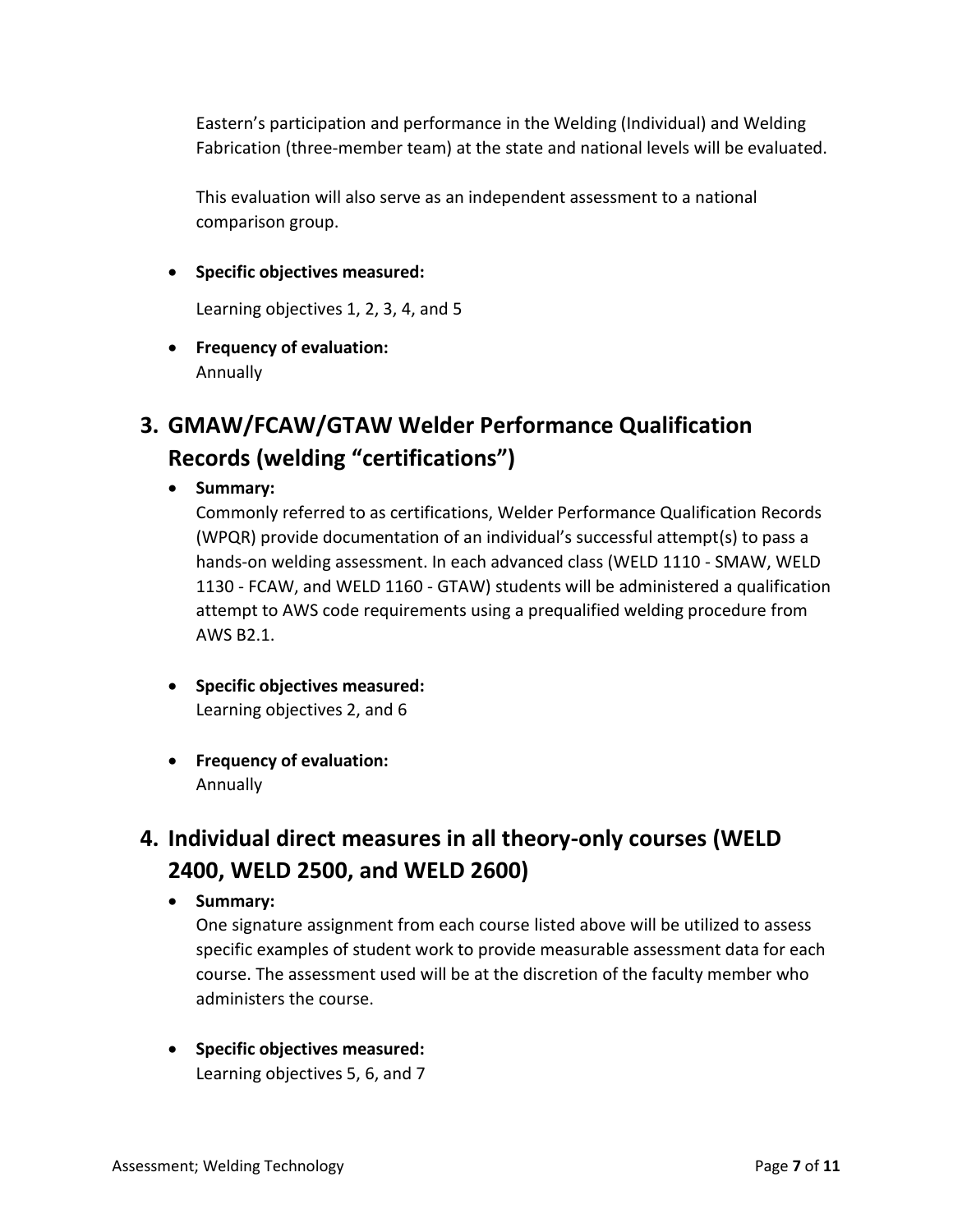Eastern's participation and performance in the Welding (Individual) and Welding Fabrication (three-member team) at the state and national levels will be evaluated.

This evaluation will also serve as an independent assessment to a national comparison group.

- **Specific objectives measured:**

  Learning objectives 1, 2, 3, 4, and 5

- **Frequency of evaluation:**
  Annually

## 3. GMAW/FCAW/GTAW Welder Performance Qualification Records (welding "certifications")

- **Summary:**
  Commonly referred to as certifications, Welder Performance Qualification Records (WPQR) provide documentation of an individual's successful attempt(s) to pass a hands-on welding assessment. In each advanced class (WELD 1110 - SMAW, WELD 1130 - FCAW, and WELD 1160 - GTAW) students will be administered a qualification attempt to AWS code requirements using a prequalified welding procedure from AWS B2.1.

- **Specific objectives measured:**
  Learning objectives 2, and 6

- **Frequency of evaluation:**
  Annually

## 4. Individual direct measures in all theory-only courses (WELD 2400, WELD 2500, and WELD 2600)

- **Summary:**
  One signature assignment from each course listed above will be utilized to assess specific examples of student work to provide measurable assessment data for each course. The assessment used will be at the discretion of the faculty member who administers the course.

- **Specific objectives measured:**
  Learning objectives 5, 6, and 7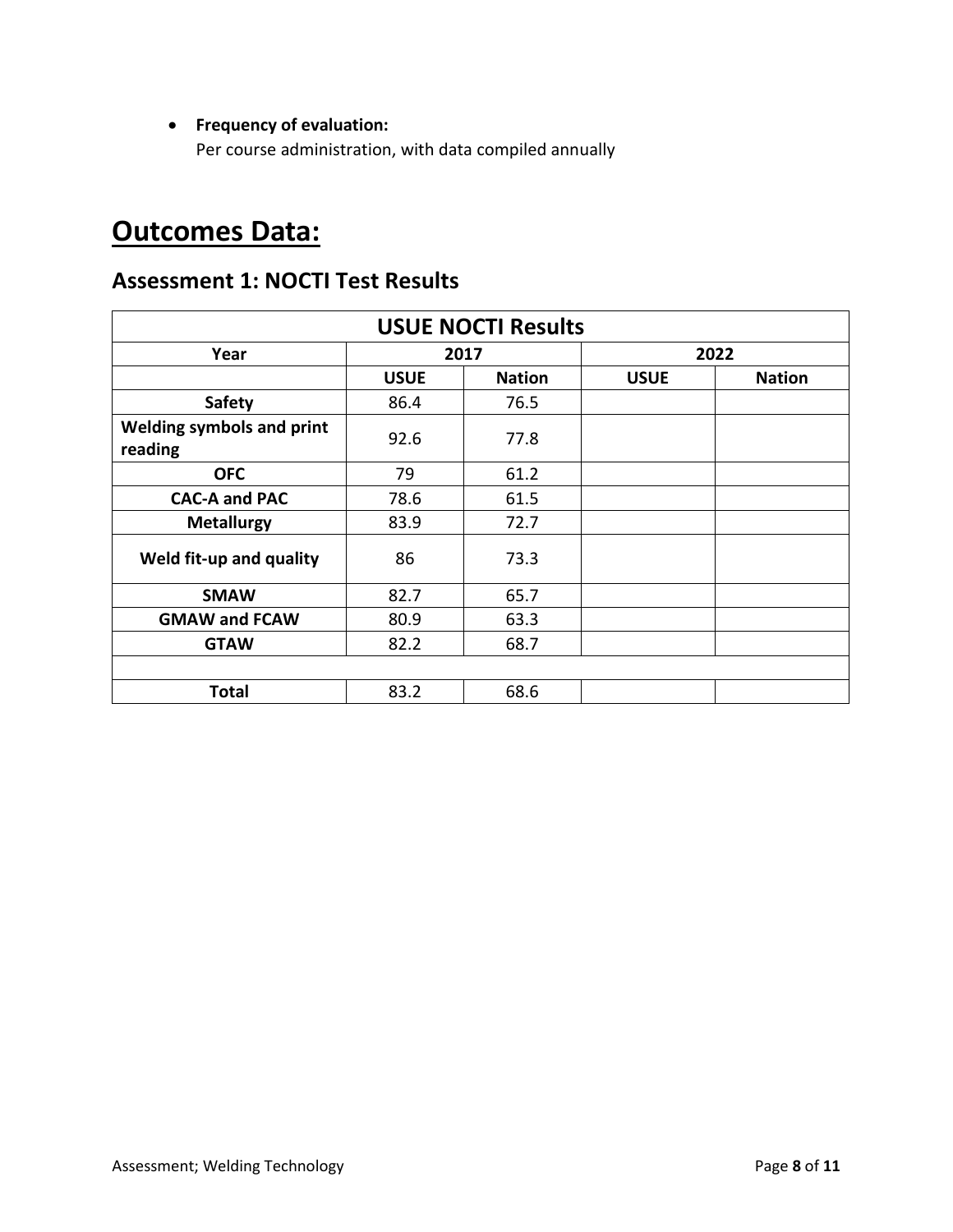- **Frequency of evaluation:**
  Per course administration, with data compiled annually

# Outcomes Data:

## Assessment 1: NOCTI Test Results

| USUE NOCTI Results | | | | |
|---|---|---|---|---|
| **Year** | **2017** | | **2022** | |
| | **USUE** | **Nation** | **USUE** | **Nation** |
| **Safety** | 86.4 | 76.5 | | |
| **Welding symbols and print reading** | 92.6 | 77.8 | | |
| **OFC** | 79 | 61.2 | | |
| **CAC-A and PAC** | 78.6 | 61.5 | | |
| **Metallurgy** | 83.9 | 72.7 | | |
| **Weld fit-up and quality** | 86 | 73.3 | | |
| **SMAW** | 82.7 | 65.7 | | |
| **GMAW and FCAW** | 80.9 | 63.3 | | |
| **GTAW** | 82.2 | 68.7 | | |
| | | | | |
| **Total** | 83.2 | 68.6 | | |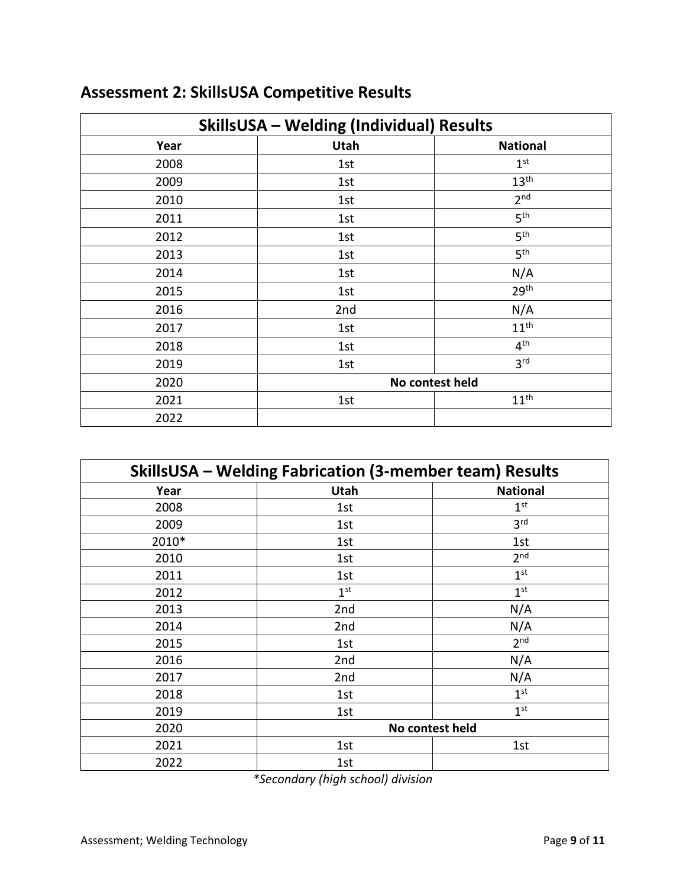## Assessment 2: SkillsUSA Competitive Results

| SkillsUSA – Welding (Individual) Results | | |
|---|---|---|
| **Year** | **Utah** | **National** |
| 2008 | 1st | 1st |
| 2009 | 1st | 13th |
| 2010 | 1st | 2nd |
| 2011 | 1st | 5th |
| 2012 | 1st | 5th |
| 2013 | 1st | 5th |
| 2014 | 1st | N/A |
| 2015 | 1st | 29th |
| 2016 | 2nd | N/A |
| 2017 | 1st | 11th |
| 2018 | 1st | 4th |
| 2019 | 1st | 3rd |
| 2020 | **No contest held** | |
| 2021 | 1st | 11th |
| 2022 | | |

| SkillsUSA – Welding Fabrication (3-member team) Results | | |
|---|---|---|
| **Year** | **Utah** | **National** |
| 2008 | 1st | 1st |
| 2009 | 1st | 3rd |
| 2010* | 1st | 1st |
| 2010 | 1st | 2nd |
| 2011 | 1st | 1st |
| 2012 | 1st | 1st |
| 2013 | 2nd | N/A |
| 2014 | 2nd | N/A |
| 2015 | 1st | 2nd |
| 2016 | 2nd | N/A |
| 2017 | 2nd | N/A |
| 2018 | 1st | 1st |
| 2019 | 1st | 1st |
| 2020 | **No contest held** | |
| 2021 | 1st | 1st |
| 2022 | 1st | |

*\*Secondary (high school) division*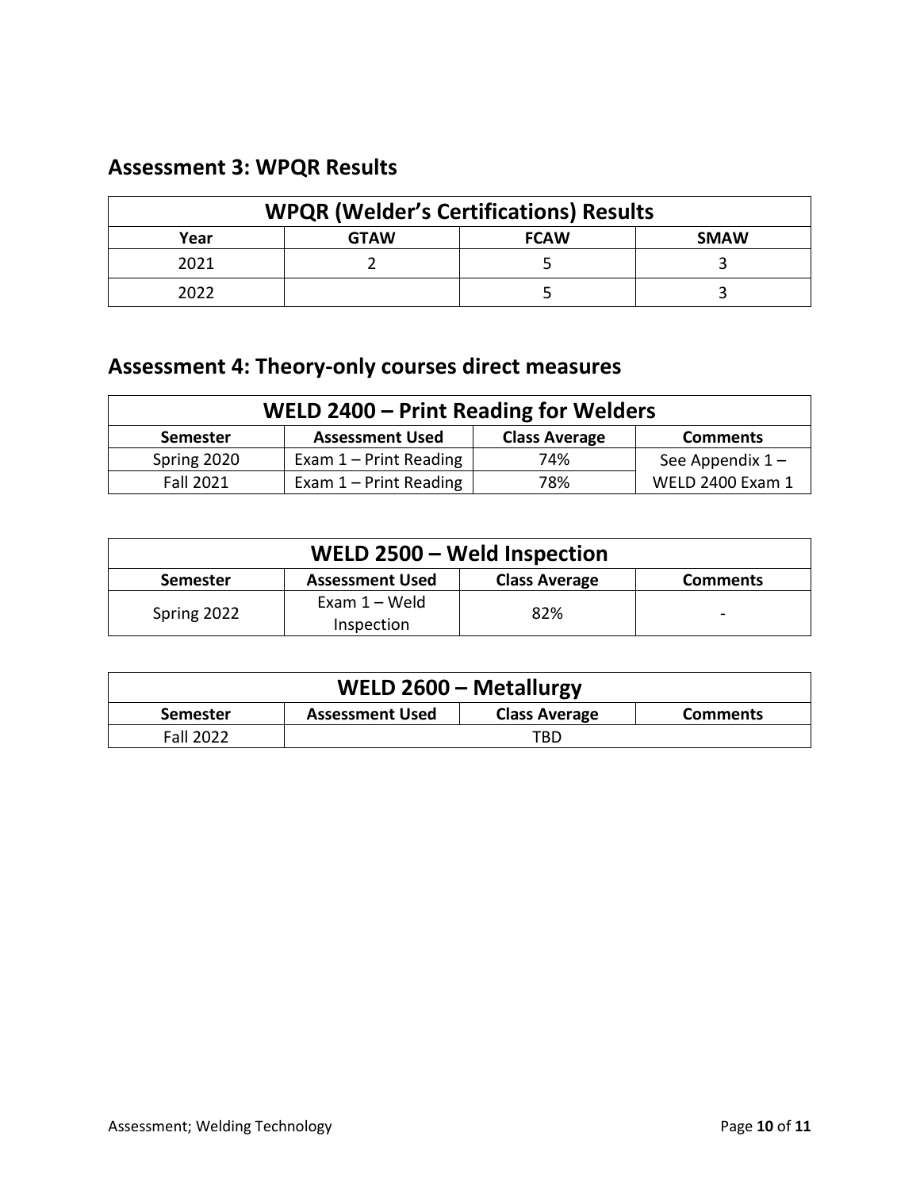## Assessment 3: WPQR Results

| WPQR (Welder's Certifications) Results | | | |
|---|---|---|---|
| Year | GTAW | FCAW | SMAW |
| 2021 | 2 | 5 | 3 |
| 2022 | | 5 | 3 |

## Assessment 4: Theory-only courses direct measures

| WELD 2400 – Print Reading for Welders | | | |
|---|---|---|---|
| Semester | Assessment Used | Class Average | Comments |
| Spring 2020 | Exam 1 – Print Reading | 74% | See Appendix 1 – WELD 2400 Exam 1 |
| Fall 2021 | Exam 1 – Print Reading | 78% | |

| WELD 2500 – Weld Inspection | | | |
|---|---|---|---|
| Semester | Assessment Used | Class Average | Comments |
| Spring 2022 | Exam 1 – Weld Inspection | 82% | - |

| WELD 2600 – Metallurgy | | | |
|---|---|---|---|
| Semester | Assessment Used | Class Average | Comments |
| Fall 2022 | TBD | | |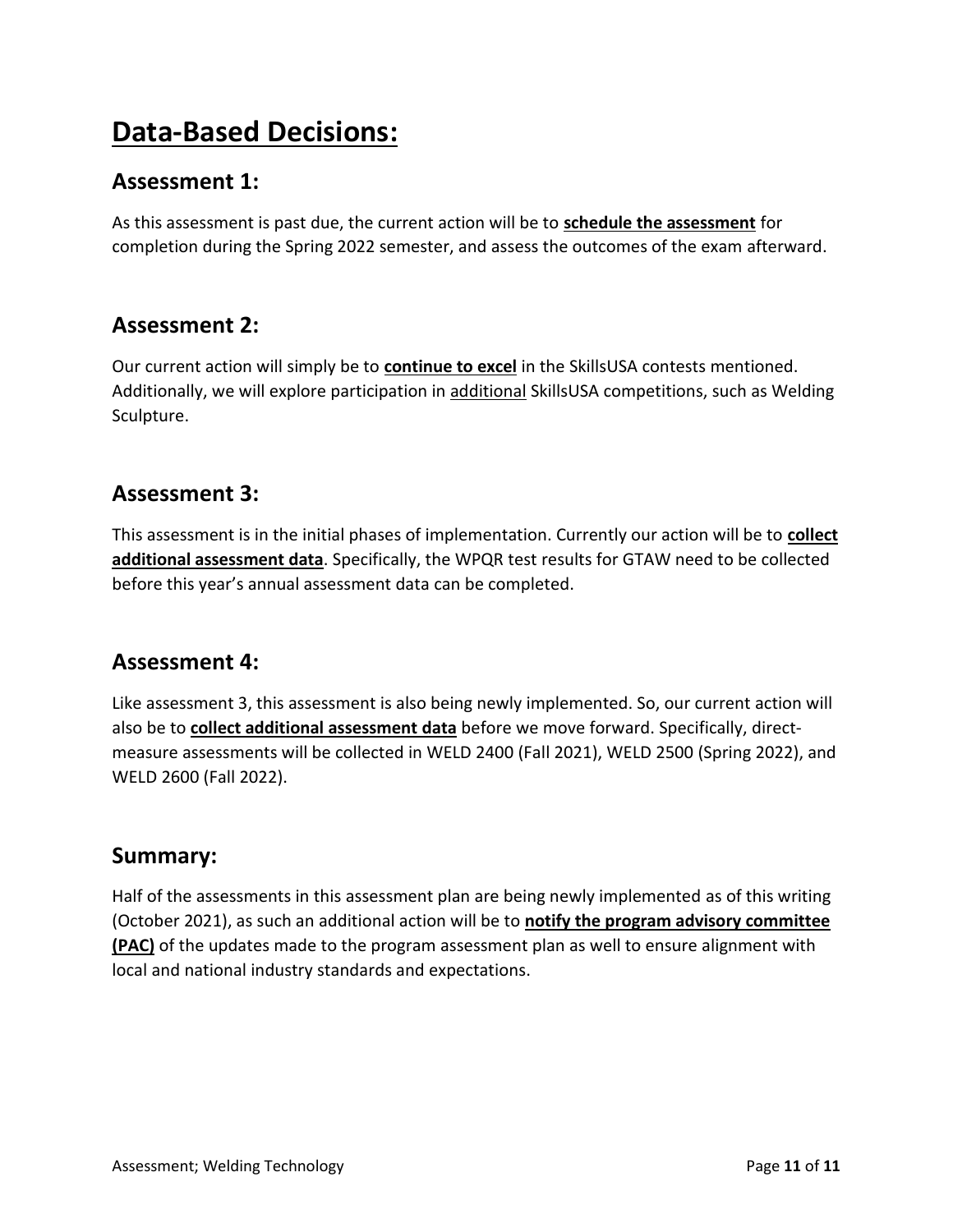# Data-Based Decisions:

## Assessment 1:

As this assessment is past due, the current action will be to **schedule the assessment** for completion during the Spring 2022 semester, and assess the outcomes of the exam afterward.

## Assessment 2:

Our current action will simply be to **continue to excel** in the SkillsUSA contests mentioned. Additionally, we will explore participation in additional SkillsUSA competitions, such as Welding Sculpture.

## Assessment 3:

This assessment is in the initial phases of implementation. Currently our action will be to **collect additional assessment data**. Specifically, the WPQR test results for GTAW need to be collected before this year's annual assessment data can be completed.

## Assessment 4:

Like assessment 3, this assessment is also being newly implemented. So, our current action will also be to **collect additional assessment data** before we move forward. Specifically, direct-measure assessments will be collected in WELD 2400 (Fall 2021), WELD 2500 (Spring 2022), and WELD 2600 (Fall 2022).

## Summary:

Half of the assessments in this assessment plan are being newly implemented as of this writing (October 2021), as such an additional action will be to **notify the program advisory committee (PAC)** of the updates made to the program assessment plan as well to ensure alignment with local and national industry standards and expectations.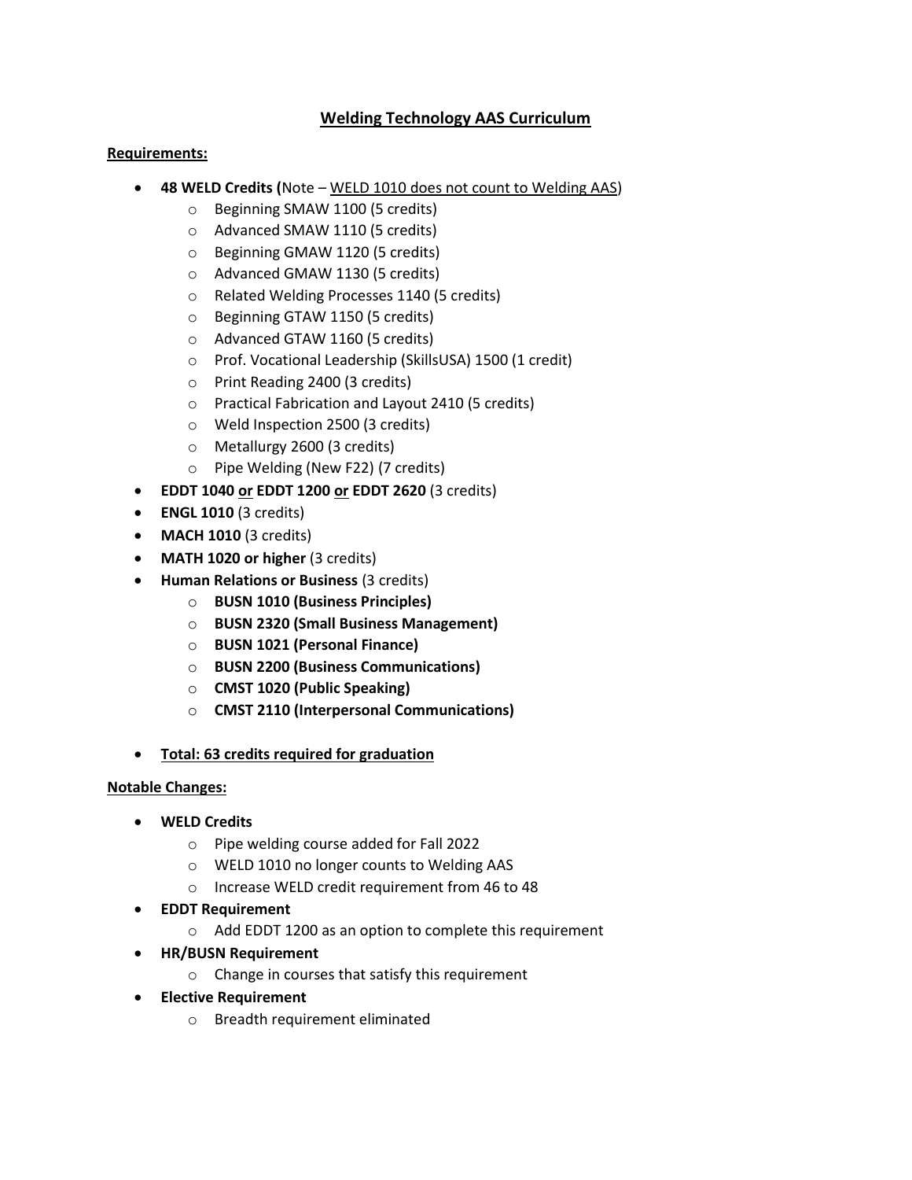# Welding Technology AAS Curriculum

**Requirements:**

- **48 WELD Credits (**Note – WELD 1010 does not count to Welding AAS)
    - Beginning SMAW 1100 (5 credits)
    - Advanced SMAW 1110 (5 credits)
    - Beginning GMAW 1120 (5 credits)
    - Advanced GMAW 1130 (5 credits)
    - Related Welding Processes 1140 (5 credits)
    - Beginning GTAW 1150 (5 credits)
    - Advanced GTAW 1160 (5 credits)
    - Prof. Vocational Leadership (SkillsUSA) 1500 (1 credit)
    - Print Reading 2400 (3 credits)
    - Practical Fabrication and Layout 2410 (5 credits)
    - Weld Inspection 2500 (3 credits)
    - Metallurgy 2600 (3 credits)
    - Pipe Welding (New F22) (7 credits)
- **EDDT 1040 or EDDT 1200 or EDDT 2620** (3 credits)
- **ENGL 1010** (3 credits)
- **MACH 1010** (3 credits)
- **MATH 1020 or higher** (3 credits)
- **Human Relations or Business** (3 credits)
    - **BUSN 1010 (Business Principles)**
    - **BUSN 2320 (Small Business Management)**
    - **BUSN 1021 (Personal Finance)**
    - **BUSN 2200 (Business Communications)**
    - **CMST 1020 (Public Speaking)**
    - **CMST 2110 (Interpersonal Communications)**

- **Total: 63 credits required for graduation**

**Notable Changes:**

- **WELD Credits**
    - Pipe welding course added for Fall 2022
    - WELD 1010 no longer counts to Welding AAS
    - Increase WELD credit requirement from 46 to 48
- **EDDT Requirement**
    - Add EDDT 1200 as an option to complete this requirement
- **HR/BUSN Requirement**
    - Change in courses that satisfy this requirement
- **Elective Requirement**
    - Breadth requirement eliminated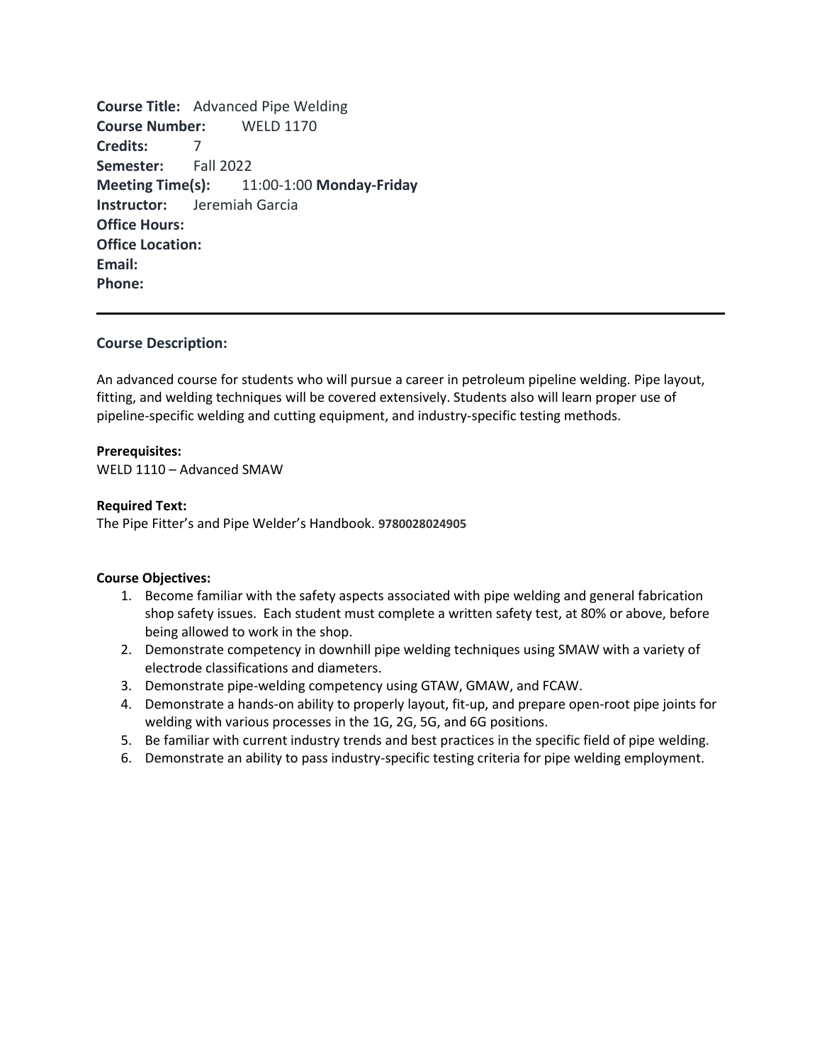**Course Title:** Advanced Pipe Welding
**Course Number:** WELD 1170
**Credits:** 7
**Semester:** Fall 2022
**Meeting Time(s):** 11:00-1:00 **Monday-Friday**
**Instructor:** Jeremiah Garcia
**Office Hours:**
**Office Location:**
**Email:**
**Phone:**

---

### Course Description:

An advanced course for students who will pursue a career in petroleum pipeline welding. Pipe layout, fitting, and welding techniques will be covered extensively. Students also will learn proper use of pipeline-specific welding and cutting equipment, and industry-specific testing methods.

**Prerequisites:**
WELD 1110 – Advanced SMAW

**Required Text:**
The Pipe Fitter's and Pipe Welder's Handbook. **9780028024905**

**Course Objectives:**

1. Become familiar with the safety aspects associated with pipe welding and general fabrication shop safety issues. Each student must complete a written safety test, at 80% or above, before being allowed to work in the shop.
2. Demonstrate competency in downhill pipe welding techniques using SMAW with a variety of electrode classifications and diameters.
3. Demonstrate pipe-welding competency using GTAW, GMAW, and FCAW.
4. Demonstrate a hands-on ability to properly layout, fit-up, and prepare open-root pipe joints for welding with various processes in the 1G, 2G, 5G, and 6G positions.
5. Be familiar with current industry trends and best practices in the specific field of pipe welding.
6. Demonstrate an ability to pass industry-specific testing criteria for pipe welding employment.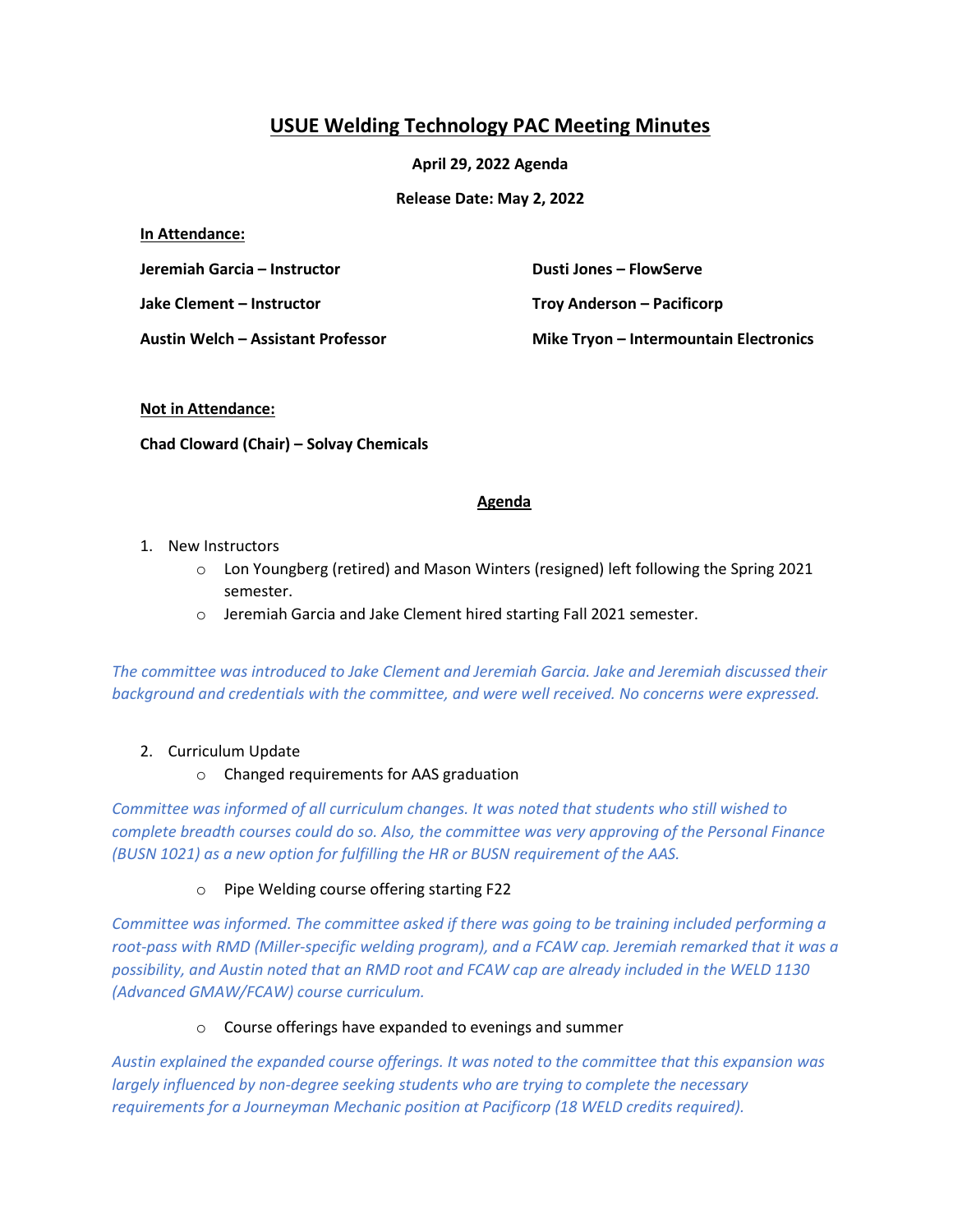# USUE Welding Technology PAC Meeting Minutes

**April 29, 2022 Agenda**

**Release Date: May 2, 2022**

**In Attendance:**

**Jeremiah Garcia – Instructor**

**Jake Clement – Instructor**

**Austin Welch – Assistant Professor**

**Dusti Jones – FlowServe**

**Troy Anderson – Pacificorp**

**Mike Tryon – Intermountain Electronics**

**Not in Attendance:**

**Chad Cloward (Chair) – Solvay Chemicals**

## Agenda

1. New Instructors
   - Lon Youngberg (retired) and Mason Winters (resigned) left following the Spring 2021 semester.
   - Jeremiah Garcia and Jake Clement hired starting Fall 2021 semester.

*The committee was introduced to Jake Clement and Jeremiah Garcia. Jake and Jeremiah discussed their background and credentials with the committee, and were well received. No concerns were expressed.*

2. Curriculum Update
   - Changed requirements for AAS graduation

*Committee was informed of all curriculum changes. It was noted that students who still wished to complete breadth courses could do so. Also, the committee was very approving of the Personal Finance (BUSN 1021) as a new option for fulfilling the HR or BUSN requirement of the AAS.*

   - Pipe Welding course offering starting F22

*Committee was informed. The committee asked if there was going to be training included performing a root-pass with RMD (Miller-specific welding program), and a FCAW cap. Jeremiah remarked that it was a possibility, and Austin noted that an RMD root and FCAW cap are already included in the WELD 1130 (Advanced GMAW/FCAW) course curriculum.*

   - Course offerings have expanded to evenings and summer

*Austin explained the expanded course offerings. It was noted to the committee that this expansion was largely influenced by non-degree seeking students who are trying to complete the necessary requirements for a Journeyman Mechanic position at Pacificorp (18 WELD credits required).*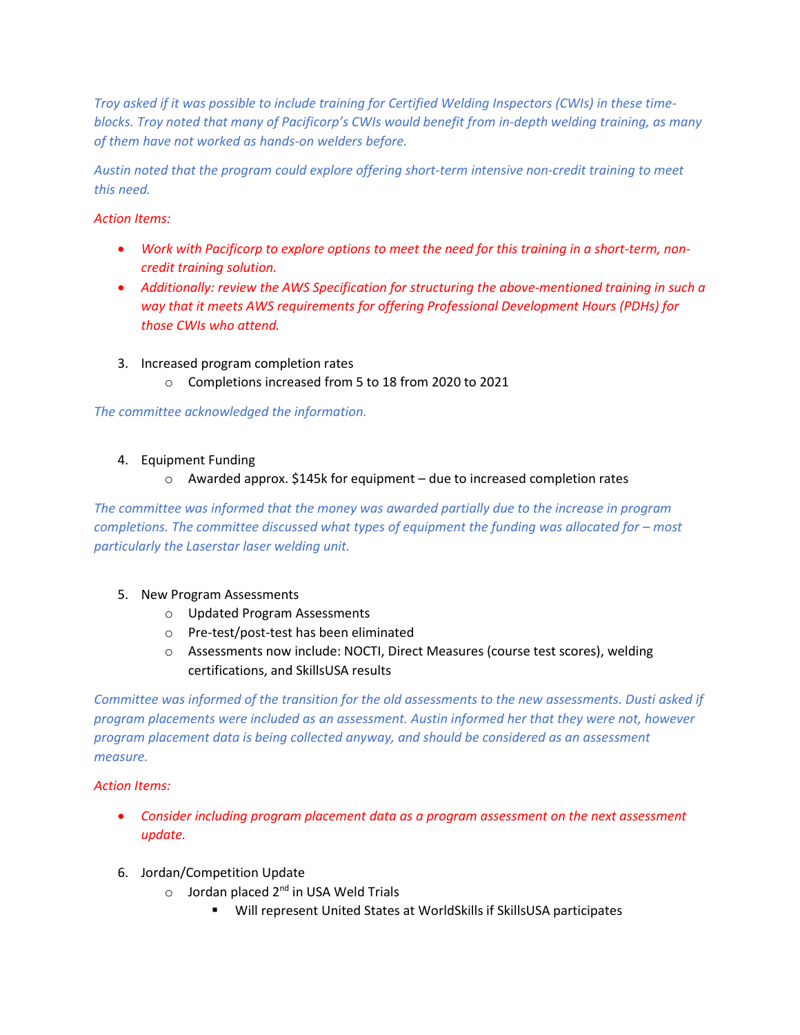*Troy asked if it was possible to include training for Certified Welding Inspectors (CWIs) in these time-blocks. Troy noted that many of Pacificorp's CWIs would benefit from in-depth welding training, as many of them have not worked as hands-on welders before.*

*Austin noted that the program could explore offering short-term intensive non-credit training to meet this need.*

*Action Items:*

- *Work with Pacificorp to explore options to meet the need for this training in a short-term, non-credit training solution.*
- *Additionally: review the AWS Specification for structuring the above-mentioned training in such a way that it meets AWS requirements for offering Professional Development Hours (PDHs) for those CWIs who attend.*

3. Increased program completion rates
    - Completions increased from 5 to 18 from 2020 to 2021

*The committee acknowledged the information.*

4. Equipment Funding
    - Awarded approx. $145k for equipment – due to increased completion rates

*The committee was informed that the money was awarded partially due to the increase in program completions. The committee discussed what types of equipment the funding was allocated for – most particularly the Laserstar laser welding unit.*

5. New Program Assessments
    - Updated Program Assessments
    - Pre-test/post-test has been eliminated
    - Assessments now include: NOCTI, Direct Measures (course test scores), welding certifications, and SkillsUSA results

*Committee was informed of the transition for the old assessments to the new assessments. Dusti asked if program placements were included as an assessment. Austin informed her that they were not, however program placement data is being collected anyway, and should be considered as an assessment measure.*

*Action Items:*

- *Consider including program placement data as a program assessment on the next assessment update.*

6. Jordan/Competition Update
    - Jordan placed 2nd in USA Weld Trials
        - Will represent United States at WorldSkills if SkillsUSA participates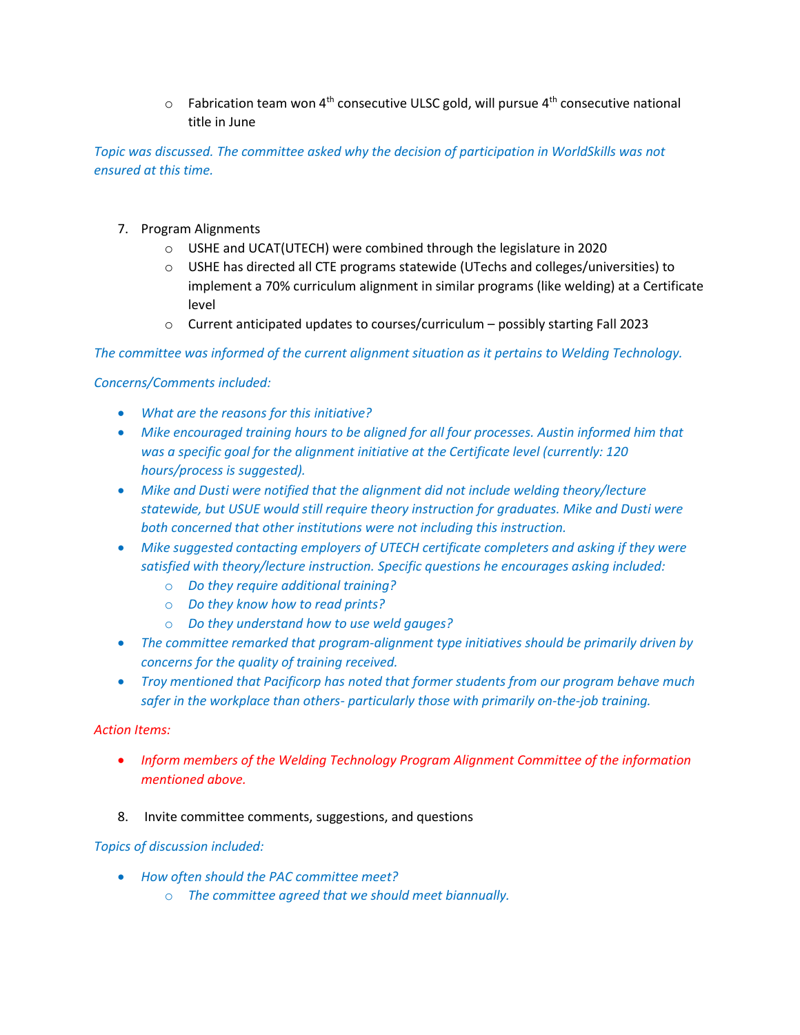- Fabrication team won 4th consecutive ULSC gold, will pursue 4th consecutive national title in June

*Topic was discussed. The committee asked why the decision of participation in WorldSkills was not ensured at this time.*

7. Program Alignments
    - USHE and UCAT(UTECH) were combined through the legislature in 2020
    - USHE has directed all CTE programs statewide (UTechs and colleges/universities) to implement a 70% curriculum alignment in similar programs (like welding) at a Certificate level
    - Current anticipated updates to courses/curriculum – possibly starting Fall 2023

*The committee was informed of the current alignment situation as it pertains to Welding Technology.*

*Concerns/Comments included:*

- *What are the reasons for this initiative?*
- *Mike encouraged training hours to be aligned for all four processes. Austin informed him that was a specific goal for the alignment initiative at the Certificate level (currently: 120 hours/process is suggested).*
- *Mike and Dusti were notified that the alignment did not include welding theory/lecture statewide, but USUE would still require theory instruction for graduates. Mike and Dusti were both concerned that other institutions were not including this instruction.*
- *Mike suggested contacting employers of UTECH certificate completers and asking if they were satisfied with theory/lecture instruction. Specific questions he encourages asking included:*
    - *Do they require additional training?*
    - *Do they know how to read prints?*
    - *Do they understand how to use weld gauges?*
- *The committee remarked that program-alignment type initiatives should be primarily driven by concerns for the quality of training received.*
- *Troy mentioned that Pacificorp has noted that former students from our program behave much safer in the workplace than others- particularly those with primarily on-the-job training.*

*Action Items:*

- *Inform members of the Welding Technology Program Alignment Committee of the information mentioned above.*

8. Invite committee comments, suggestions, and questions

*Topics of discussion included:*

- *How often should the PAC committee meet?*
    - *The committee agreed that we should meet biannually.*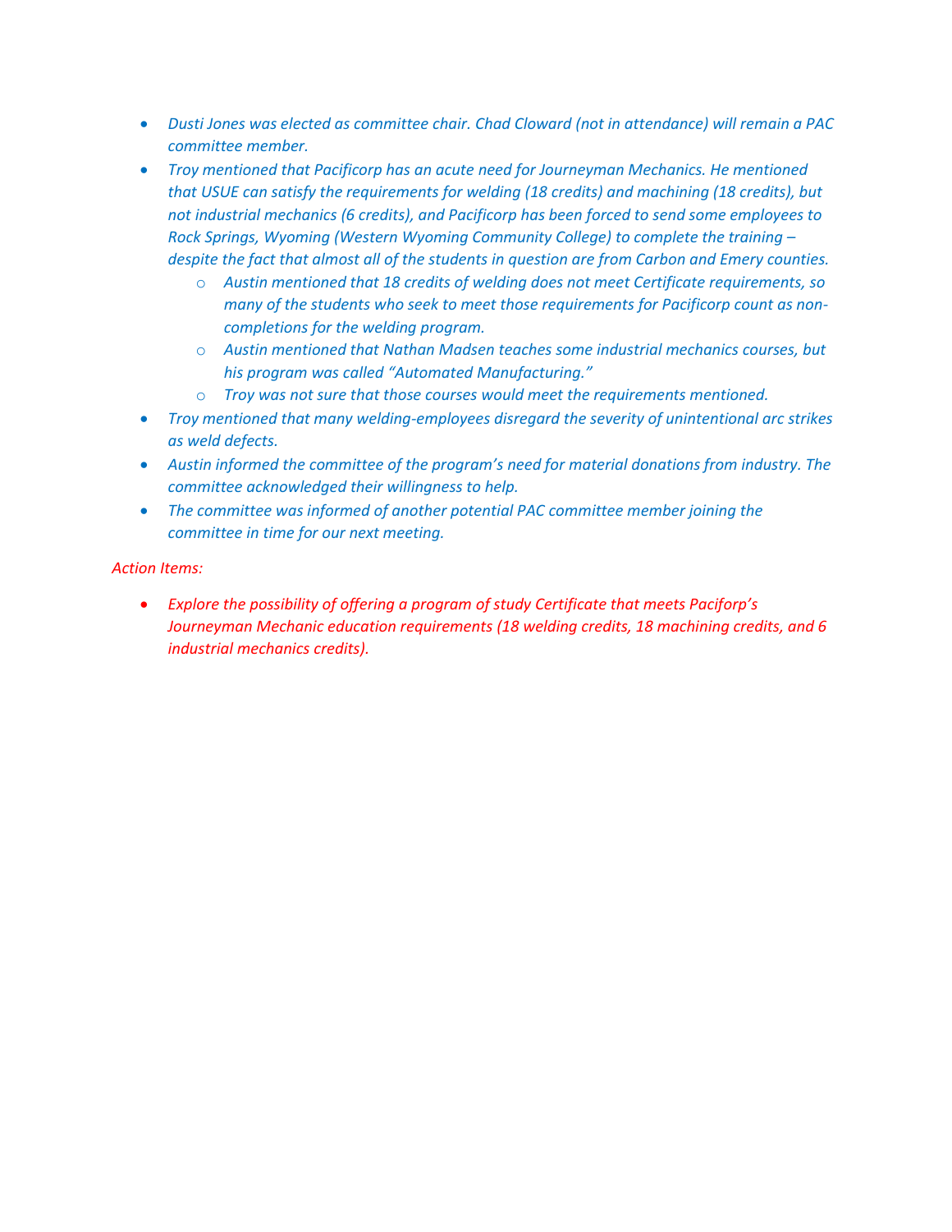- *Dusti Jones was elected as committee chair. Chad Cloward (not in attendance) will remain a PAC committee member.*
- *Troy mentioned that Pacificorp has an acute need for Journeyman Mechanics. He mentioned that USUE can satisfy the requirements for welding (18 credits) and machining (18 credits), but not industrial mechanics (6 credits), and Pacificorp has been forced to send some employees to Rock Springs, Wyoming (Western Wyoming Community College) to complete the training – despite the fact that almost all of the students in question are from Carbon and Emery counties.*
  - *Austin mentioned that 18 credits of welding does not meet Certificate requirements, so many of the students who seek to meet those requirements for Pacificorp count as non-completions for the welding program.*
  - *Austin mentioned that Nathan Madsen teaches some industrial mechanics courses, but his program was called "Automated Manufacturing."*
  - *Troy was not sure that those courses would meet the requirements mentioned.*
- *Troy mentioned that many welding-employees disregard the severity of unintentional arc strikes as weld defects.*
- *Austin informed the committee of the program's need for material donations from industry. The committee acknowledged their willingness to help.*
- *The committee was informed of another potential PAC committee member joining the committee in time for our next meeting.*

*Action Items:*

- *Explore the possibility of offering a program of study Certificate that meets Paciforp's Journeyman Mechanic education requirements (18 welding credits, 18 machining credits, and 6 industrial mechanics credits).*